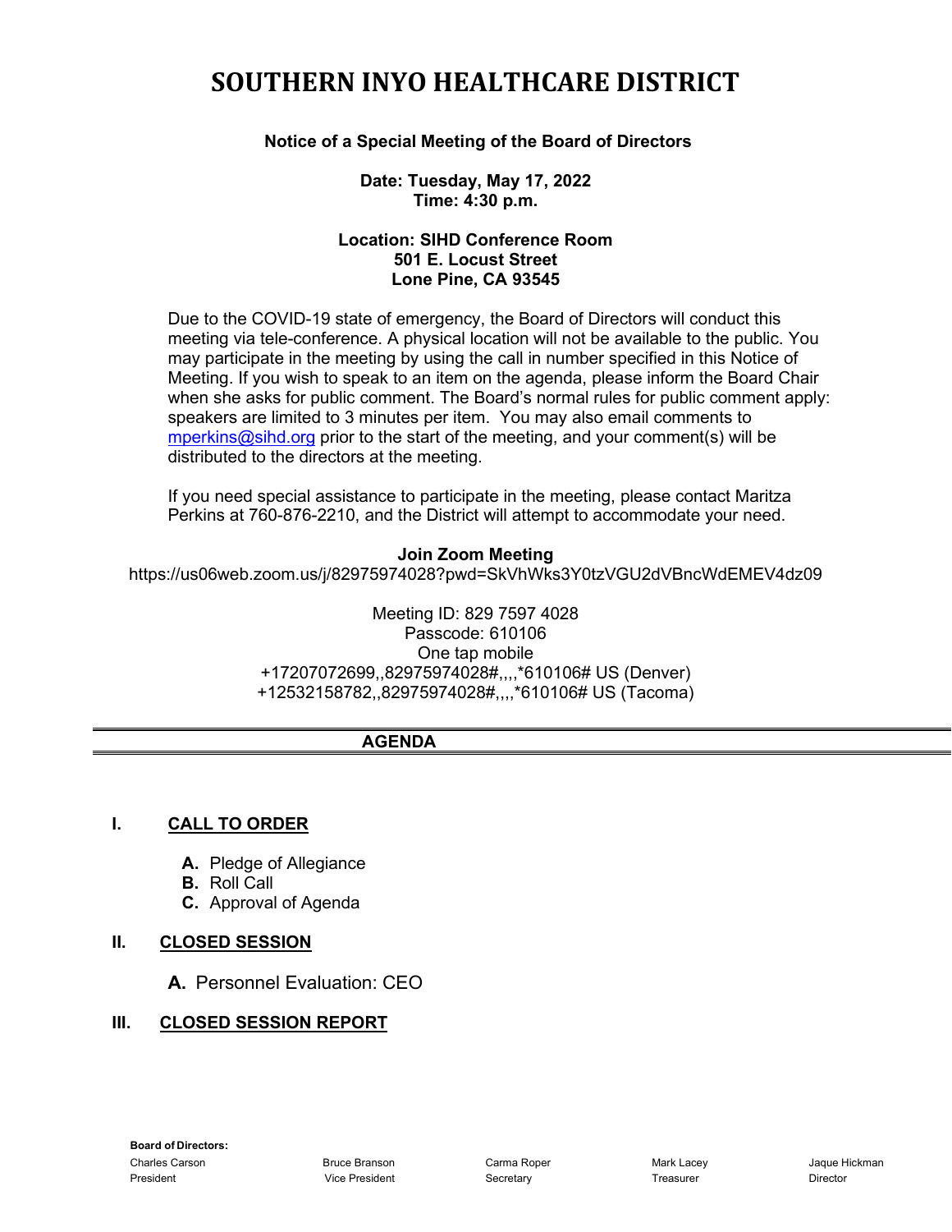# SOUTHERN INYO HEALTHCARE DISTRICT

**Notice of a Special Meeting of the Board of Directors**

**Date: Tuesday, May 17, 2022**
**Time: 4:30 p.m.**

**Location: SIHD Conference Room**
**501 E. Locust Street**
**Lone Pine, CA 93545**

Due to the COVID-19 state of emergency, the Board of Directors will conduct this meeting via tele-conference. A physical location will not be available to the public. You may participate in the meeting by using the call in number specified in this Notice of Meeting. If you wish to speak to an item on the agenda, please inform the Board Chair when she asks for public comment. The Board's normal rules for public comment apply: speakers are limited to 3 minutes per item. You may also email comments to mperkins@sihd.org prior to the start of the meeting, and your comment(s) will be distributed to the directors at the meeting.

If you need special assistance to participate in the meeting, please contact Maritza Perkins at 760-876-2210, and the District will attempt to accommodate your need.

**Join Zoom Meeting**
https://us06web.zoom.us/j/82975974028?pwd=SkVhWks3Y0tzVGU2dVBncWdEMEV4dz09

Meeting ID: 829 7597 4028
Passcode: 610106
One tap mobile
+17207072699,,82975974028#,,,,*610106# US (Denver)
+12532158782,,82975974028#,,,,*610106# US (Tacoma)

## AGENDA

**I. CALL TO ORDER**

- **A.** Pledge of Allegiance
- **B.** Roll Call
- **C.** Approval of Agenda

**II. CLOSED SESSION**

- **A.** Personnel Evaluation: CEO

**III. CLOSED SESSION REPORT**

**Board of Directors:**

| Charles Carson | Bruce Branson | Carma Roper | Mark Lacey | Jaque Hickman |
|---|---|---|---|---|
| President | Vice President | Secretary | Treasurer | Director |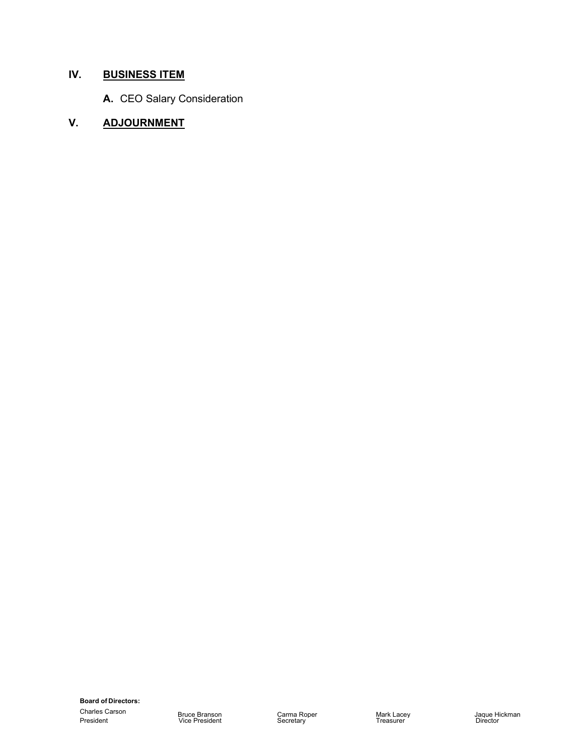## IV. BUSINESS ITEM

**A.** CEO Salary Consideration

## V. ADJOURNMENT

**Board of Directors:**

| | | | | |
|---|---|---|---|---|
| Charles Carson<br>President | Bruce Branson<br>Vice President | Carma Roper<br>Secretary | Mark Lacey<br>Treasurer | Jaque Hickman<br>Director |